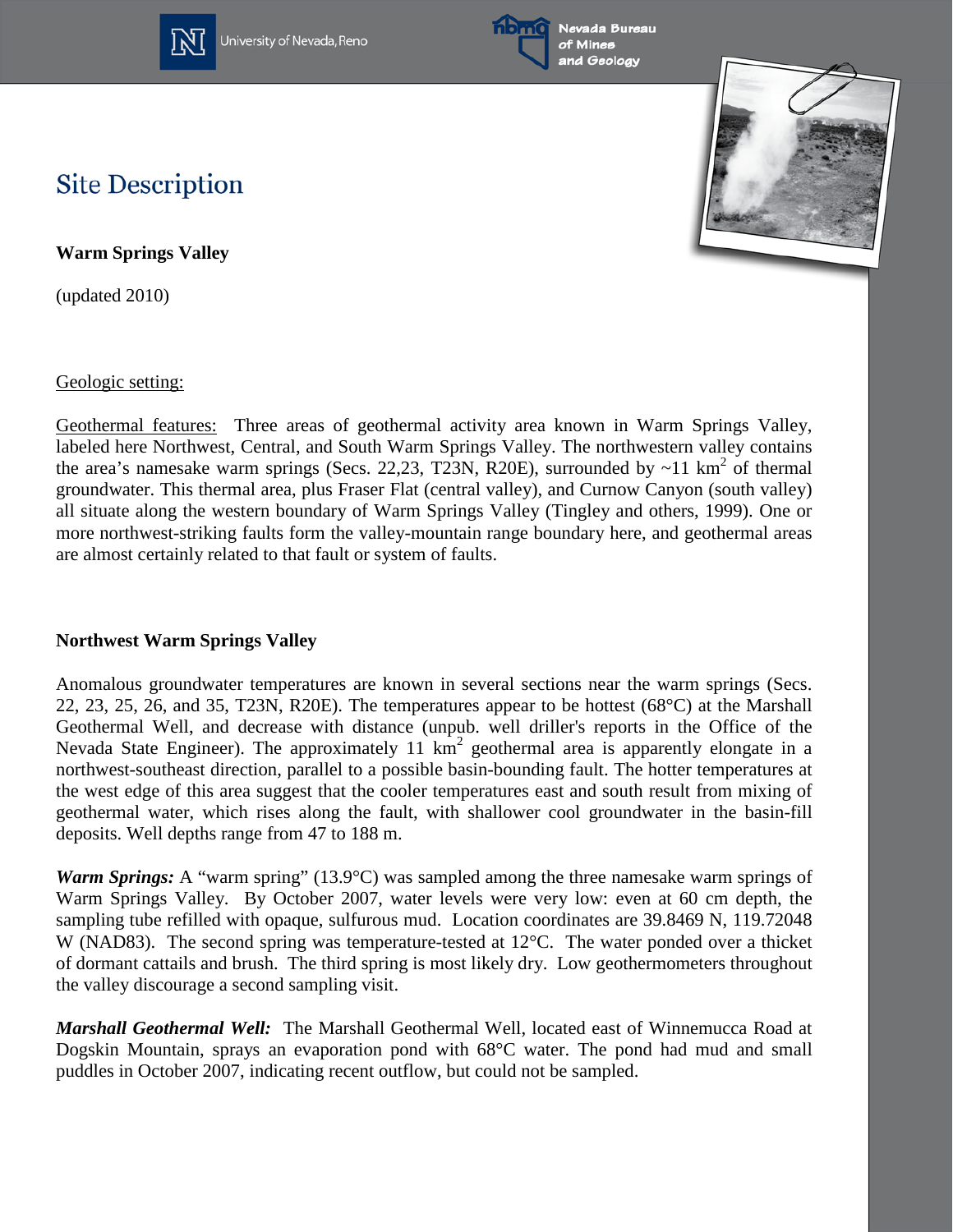# Site Description

**Warm Springs Valley**

(updated 2010)

Geologic setting:

Geothermal features: Three areas of geothermal activity area known in Warm Springs Valley, labeled here Northwest, Central, and South Warm Springs Valley. The northwestern valley contains the area's namesake warm springs (Secs. 22,23, T23N, R20E), surrounded by ~11 km$^2$ of thermal groundwater. This thermal area, plus Fraser Flat (central valley), and Curnow Canyon (south valley) all situate along the western boundary of Warm Springs Valley (Tingley and others, 1999). One or more northwest-striking faults form the valley-mountain range boundary here, and geothermal areas are almost certainly related to that fault or system of faults.

**Northwest Warm Springs Valley**

Anomalous groundwater temperatures are known in several sections near the warm springs (Secs. 22, 23, 25, 26, and 35, T23N, R20E). The temperatures appear to be hottest (68°C) at the Marshall Geothermal Well, and decrease with distance (unpub. well driller's reports in the Office of the Nevada State Engineer). The approximately 11 km$^2$ geothermal area is apparently elongate in a northwest-southeast direction, parallel to a possible basin-bounding fault. The hotter temperatures at the west edge of this area suggest that the cooler temperatures east and south result from mixing of geothermal water, which rises along the fault, with shallower cool groundwater in the basin-fill deposits. Well depths range from 47 to 188 m.

***Warm Springs:*** A "warm spring" (13.9°C) was sampled among the three namesake warm springs of Warm Springs Valley. By October 2007, water levels were very low: even at 60 cm depth, the sampling tube refilled with opaque, sulfurous mud. Location coordinates are 39.8469 N, 119.72048 W (NAD83). The second spring was temperature-tested at 12°C. The water ponded over a thicket of dormant cattails and brush. The third spring is most likely dry. Low geothermometers throughout the valley discourage a second sampling visit.

***Marshall Geothermal Well:*** The Marshall Geothermal Well, located east of Winnemucca Road at Dogskin Mountain, sprays an evaporation pond with 68°C water. The pond had mud and small puddles in October 2007, indicating recent outflow, but could not be sampled.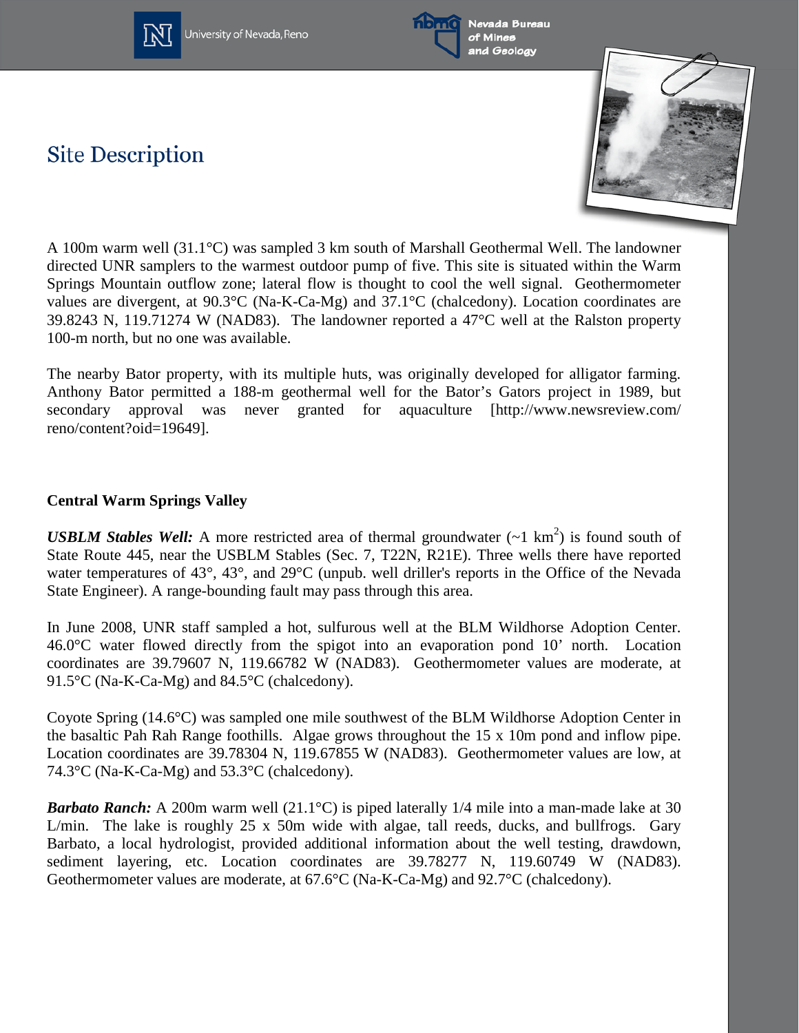# Site Description

A 100m warm well (31.1°C) was sampled 3 km south of Marshall Geothermal Well. The landowner directed UNR samplers to the warmest outdoor pump of five. This site is situated within the Warm Springs Mountain outflow zone; lateral flow is thought to cool the well signal. Geothermometer values are divergent, at 90.3°C (Na-K-Ca-Mg) and 37.1°C (chalcedony). Location coordinates are 39.8243 N, 119.71274 W (NAD83). The landowner reported a 47°C well at the Ralston property 100-m north, but no one was available.

The nearby Bator property, with its multiple huts, was originally developed for alligator farming. Anthony Bator permitted a 188-m geothermal well for the Bator's Gators project in 1989, but secondary approval was never granted for aquaculture [http://www.newsreview.com/reno/content?oid=19649].

**Central Warm Springs Valley**

***USBLM Stables Well:*** A more restricted area of thermal groundwater (~1 km$^2$) is found south of State Route 445, near the USBLM Stables (Sec. 7, T22N, R21E). Three wells there have reported water temperatures of 43°, 43°, and 29°C (unpub. well driller's reports in the Office of the Nevada State Engineer). A range-bounding fault may pass through this area.

In June 2008, UNR staff sampled a hot, sulfurous well at the BLM Wildhorse Adoption Center. 46.0°C water flowed directly from the spigot into an evaporation pond 10' north. Location coordinates are 39.79607 N, 119.66782 W (NAD83). Geothermometer values are moderate, at 91.5°C (Na-K-Ca-Mg) and 84.5°C (chalcedony).

Coyote Spring (14.6°C) was sampled one mile southwest of the BLM Wildhorse Adoption Center in the basaltic Pah Rah Range foothills. Algae grows throughout the 15 x 10m pond and inflow pipe. Location coordinates are 39.78304 N, 119.67855 W (NAD83). Geothermometer values are low, at 74.3°C (Na-K-Ca-Mg) and 53.3°C (chalcedony).

***Barbato Ranch:*** A 200m warm well (21.1°C) is piped laterally 1/4 mile into a man-made lake at 30 L/min. The lake is roughly 25 x 50m wide with algae, tall reeds, ducks, and bullfrogs. Gary Barbato, a local hydrologist, provided additional information about the well testing, drawdown, sediment layering, etc. Location coordinates are 39.78277 N, 119.60749 W (NAD83). Geothermometer values are moderate, at 67.6°C (Na-K-Ca-Mg) and 92.7°C (chalcedony).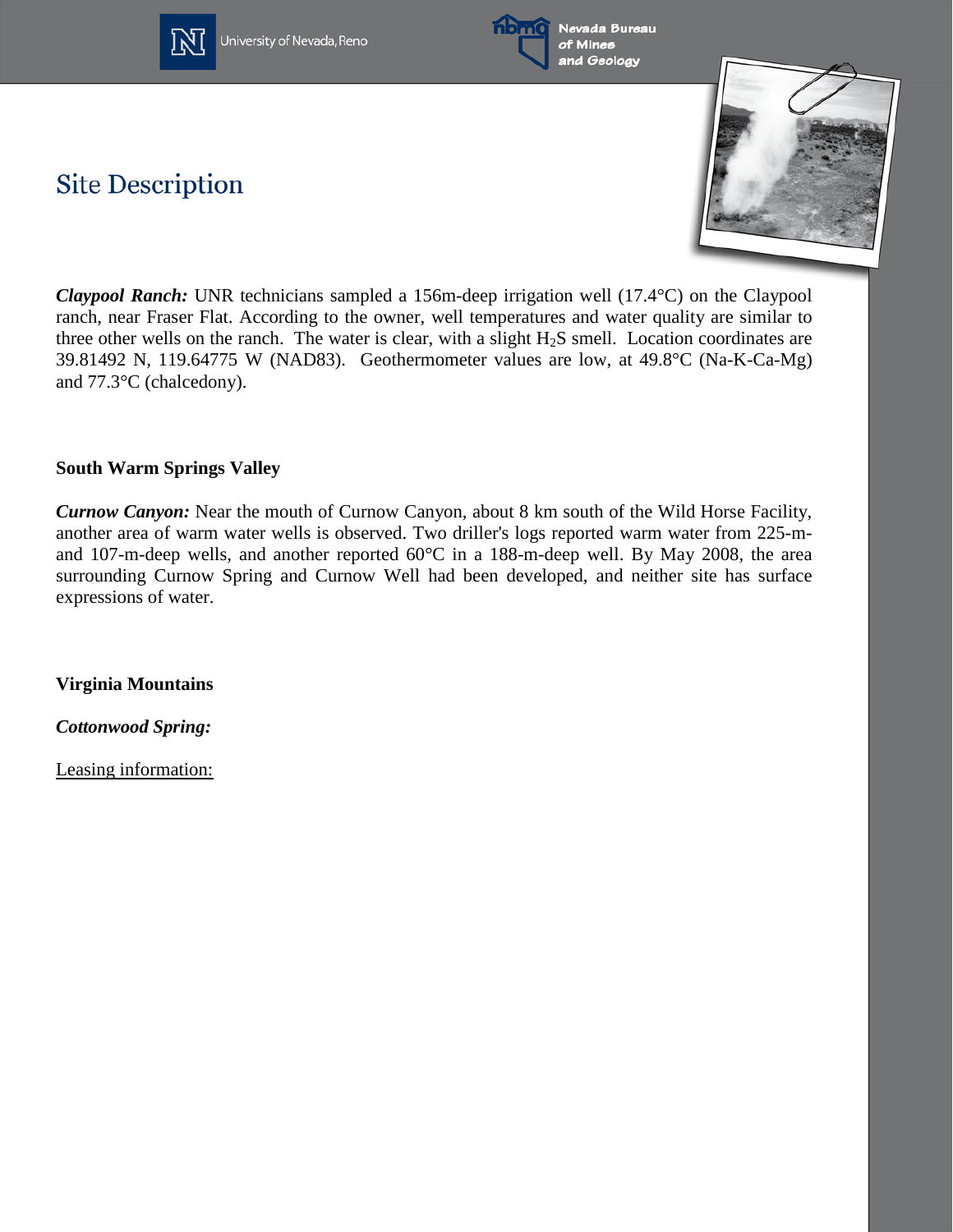## Site Description

***Claypool Ranch:*** UNR technicians sampled a 156m-deep irrigation well (17.4°C) on the Claypool ranch, near Fraser Flat. According to the owner, well temperatures and water quality are similar to three other wells on the ranch. The water is clear, with a slight $H_2S$ smell. Location coordinates are 39.81492 N, 119.64775 W (NAD83). Geothermometer values are low, at 49.8°C (Na-K-Ca-Mg) and 77.3°C (chalcedony).

**South Warm Springs Valley**

***Curnow Canyon:*** Near the mouth of Curnow Canyon, about 8 km south of the Wild Horse Facility, another area of warm water wells is observed. Two driller's logs reported warm water from 225-m- and 107-m-deep wells, and another reported 60°C in a 188-m-deep well. By May 2008, the area surrounding Curnow Spring and Curnow Well had been developed, and neither site has surface expressions of water.

**Virginia Mountains**

***Cottonwood Spring:***

<u>Leasing information:</u>